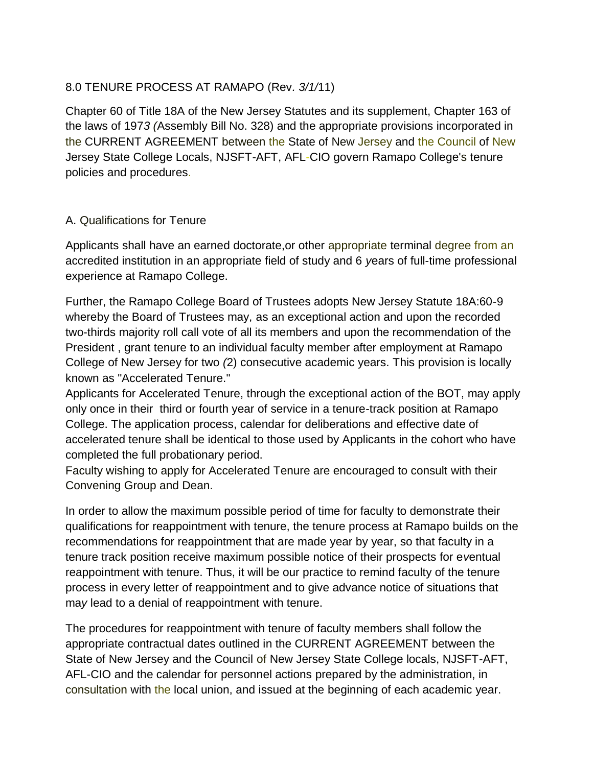## 8.0 TENURE PROCESS AT RAMAPO (Rev. 3/1/11)

Chapter 60 of Title 18A of the New Jersey Statutes and its supplement, Chapter 163 of the laws of 1973 (Assembly Bill No. 328) and the appropriate provisions incorporated in the CURRENT AGREEMENT between the State of New Jersey and the Council of New Jersey State College Locals, NJSFT-AFT, AFL-CIO govern Ramapo College's tenure policies and procedures.

### A. Qualifications for Tenure

Applicants shall have an earned doctorate,or other appropriate terminal degree from an accredited institution in an appropriate field of study and 6 years of full-time professional experience at Ramapo College.

Further, the Ramapo College Board of Trustees adopts New Jersey Statute 18A:60-9 whereby the Board of Trustees may, as an exceptional action and upon the recorded two-thirds majority roll call vote of all its members and upon the recommendation of the President , grant tenure to an individual faculty member after employment at Ramapo College of New Jersey for two (2) consecutive academic years. This provision is locally known as "Accelerated Tenure."

Applicants for Accelerated Tenure, through the exceptional action of the BOT, may apply only once in their third or fourth year of service in a tenure-track position at Ramapo College. The application process, calendar for deliberations and effective date of accelerated tenure shall be identical to those used by Applicants in the cohort who have completed the full probationary period.

Faculty wishing to apply for Accelerated Tenure are encouraged to consult with their Convening Group and Dean.

In order to allow the maximum possible period of time for faculty to demonstrate their qualifications for reappointment with tenure, the tenure process at Ramapo builds on the recommendations for reappointment that are made year by year, so that faculty in a tenure track position receive maximum possible notice of their prospects for eventual reappointment with tenure. Thus, it will be our practice to remind faculty of the tenure process in every letter of reappointment and to give advance notice of situations that may lead to a denial of reappointment with tenure.

The procedures for reappointment with tenure of faculty members shall follow the appropriate contractual dates outlined in the CURRENT AGREEMENT between the State of New Jersey and the Council of New Jersey State College locals, NJSFT-AFT, AFL-CIO and the calendar for personnel actions prepared by the administration, in consultation with the local union, and issued at the beginning of each academic year.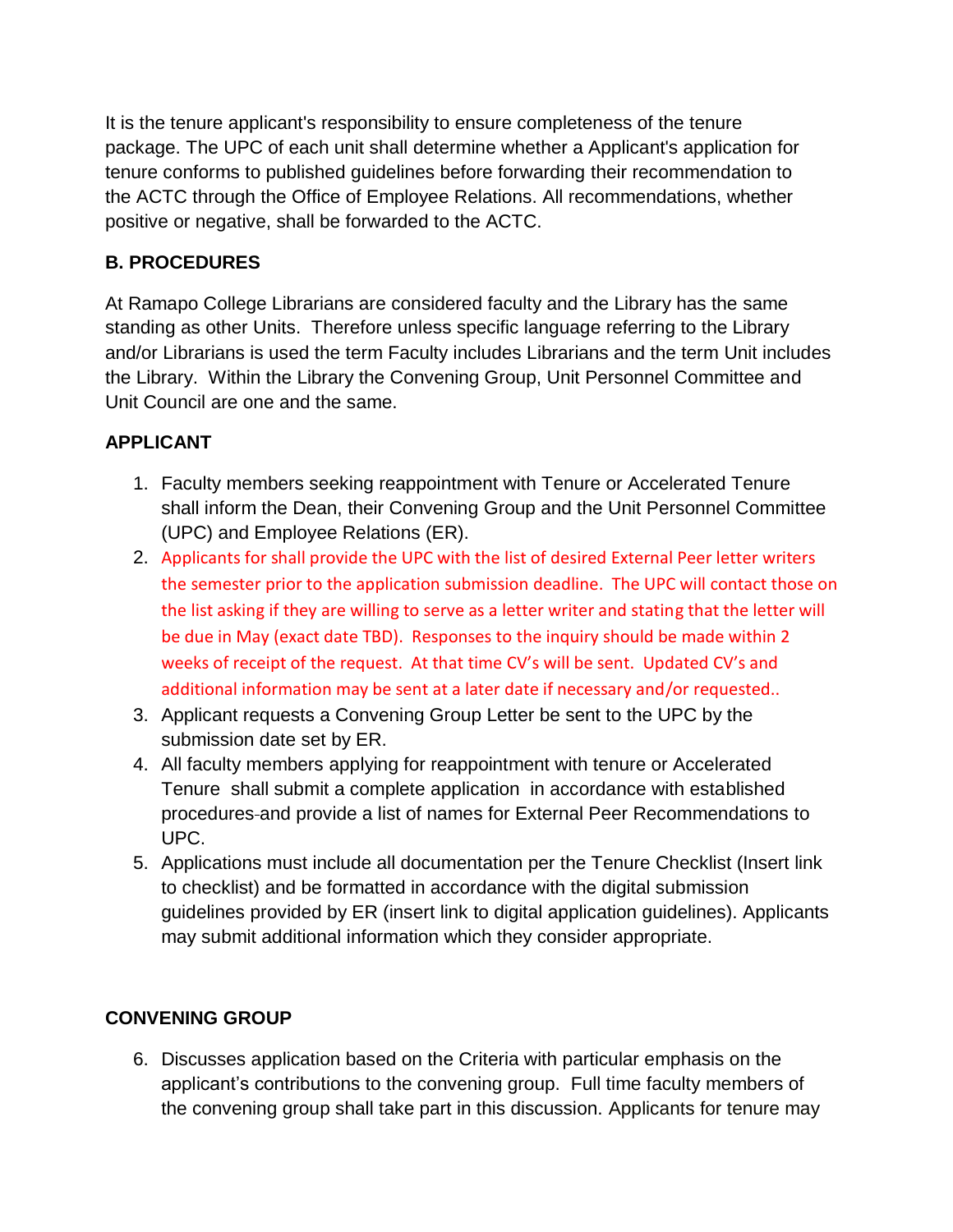It is the tenure applicant's responsibility to ensure completeness of the tenure package. The UPC of each unit shall determine whether a Applicant's application for tenure conforms to published guidelines before forwarding their recommendation to the ACTC through the Office of Employee Relations. All recommendations, whether positive or negative, shall be forwarded to the ACTC.

### B. PROCEDURES

At Ramapo College Librarians are considered faculty and the Library has the same standing as other Units. Therefore unless specific language referring to the Library and/or Librarians is used the term Faculty includes Librarians and the term Unit includes the Library. Within the Library the Convening Group, Unit Personnel Committee and Unit Council are one and the same.

### APPLICANT

1. Faculty members seeking reappointment with Tenure or Accelerated Tenure shall inform the Dean, their Convening Group and the Unit Personnel Committee (UPC) and Employee Relations (ER).
2. Applicants for shall provide the UPC with the list of desired External Peer letter writers the semester prior to the application submission deadline. The UPC will contact those on the list asking if they are willing to serve as a letter writer and stating that the letter will be due in May (exact date TBD). Responses to the inquiry should be made within 2 weeks of receipt of the request. At that time CV's will be sent. Updated CV's and additional information may be sent at a later date if necessary and/or requested..
3. Applicant requests a Convening Group Letter be sent to the UPC by the submission date set by ER.
4. All faculty members applying for reappointment with tenure or Accelerated Tenure shall submit a complete application in accordance with established procedures and provide a list of names for External Peer Recommendations to UPC.
5. Applications must include all documentation per the Tenure Checklist (Insert link to checklist) and be formatted in accordance with the digital submission guidelines provided by ER (insert link to digital application guidelines). Applicants may submit additional information which they consider appropriate.

### CONVENING GROUP

6. Discusses application based on the Criteria with particular emphasis on the applicant's contributions to the convening group. Full time faculty members of the convening group shall take part in this discussion. Applicants for tenure may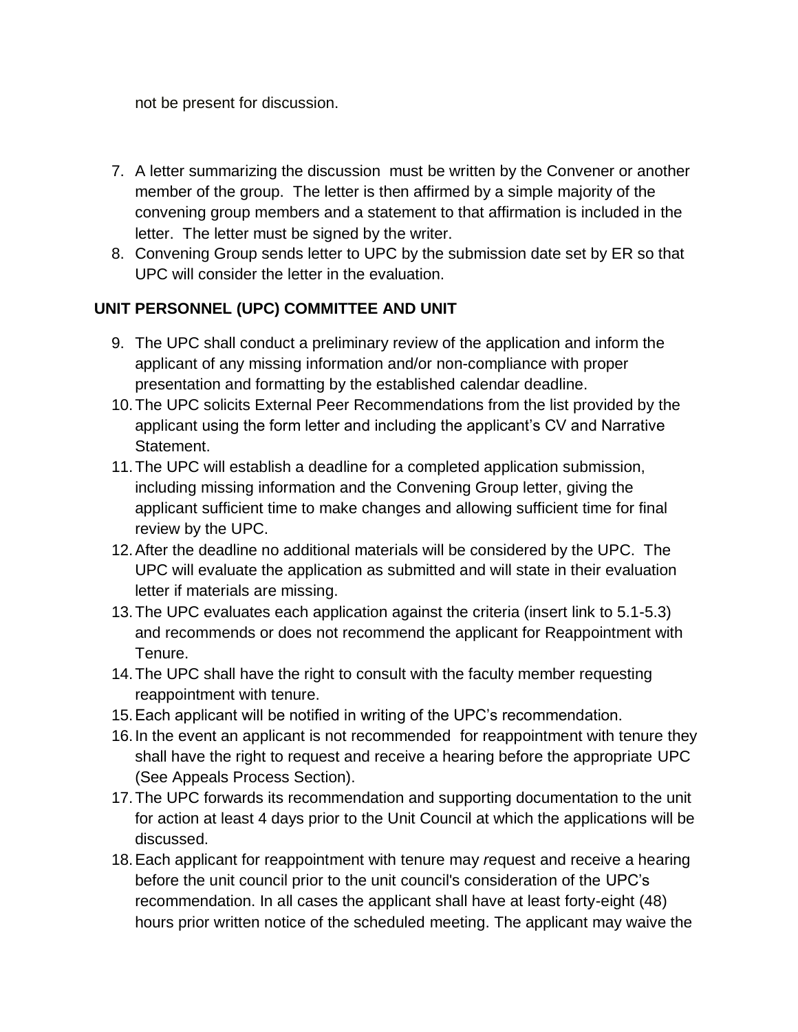not be present for discussion.

7. A letter summarizing the discussion must be written by the Convener or another member of the group. The letter is then affirmed by a simple majority of the convening group members and a statement to that affirmation is included in the letter. The letter must be signed by the writer.
8. Convening Group sends letter to UPC by the submission date set by ER so that UPC will consider the letter in the evaluation.

## UNIT PERSONNEL (UPC) COMMITTEE AND UNIT

9. The UPC shall conduct a preliminary review of the application and inform the applicant of any missing information and/or non-compliance with proper presentation and formatting by the established calendar deadline.
10. The UPC solicits External Peer Recommendations from the list provided by the applicant using the form letter and including the applicant's CV and Narrative Statement.
11. The UPC will establish a deadline for a completed application submission, including missing information and the Convening Group letter, giving the applicant sufficient time to make changes and allowing sufficient time for final review by the UPC.
12. After the deadline no additional materials will be considered by the UPC. The UPC will evaluate the application as submitted and will state in their evaluation letter if materials are missing.
13. The UPC evaluates each application against the criteria (insert link to 5.1-5.3) and recommends or does not recommend the applicant for Reappointment with Tenure.
14. The UPC shall have the right to consult with the faculty member requesting reappointment with tenure.
15. Each applicant will be notified in writing of the UPC's recommendation.
16. In the event an applicant is not recommended for reappointment with tenure they shall have the right to request and receive a hearing before the appropriate UPC (See Appeals Process Section).
17. The UPC forwards its recommendation and supporting documentation to the unit for action at least 4 days prior to the Unit Council at which the applications will be discussed.
18. Each applicant for reappointment with tenure may *r*equest and receive a hearing before the unit council prior to the unit council's consideration of the UPC's recommendation. In all cases the applicant shall have at least forty-eight (48) hours prior written notice of the scheduled meeting. The applicant may waive the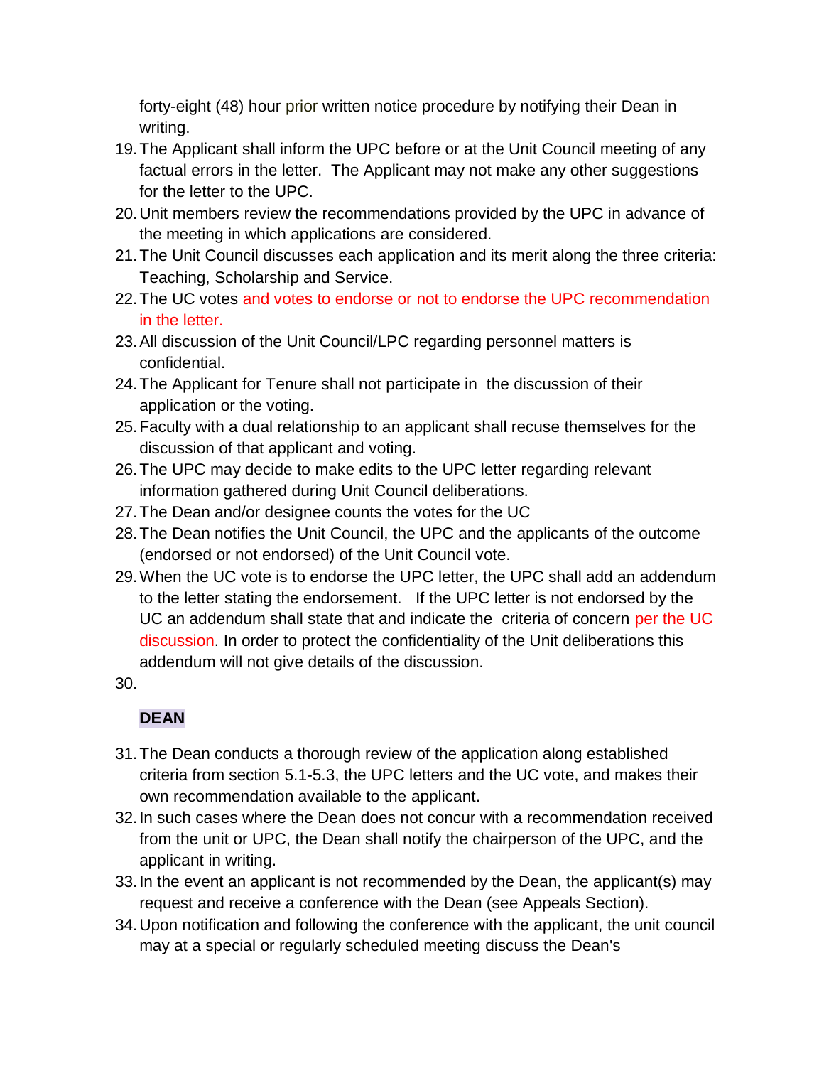forty-eight (48) hour prior written notice procedure by notifying their Dean in writing.

19. The Applicant shall inform the UPC before or at the Unit Council meeting of any factual errors in the letter. The Applicant may not make any other suggestions for the letter to the UPC.
20. Unit members review the recommendations provided by the UPC in advance of the meeting in which applications are considered.
21. The Unit Council discusses each application and its merit along the three criteria: Teaching, Scholarship and Service.
22. The UC votes and votes to endorse or not to endorse the UPC recommendation in the letter.
23. All discussion of the Unit Council/LPC regarding personnel matters is confidential.
24. The Applicant for Tenure shall not participate in the discussion of their application or the voting.
25. Faculty with a dual relationship to an applicant shall recuse themselves for the discussion of that applicant and voting.
26. The UPC may decide to make edits to the UPC letter regarding relevant information gathered during Unit Council deliberations.
27. The Dean and/or designee counts the votes for the UC
28. The Dean notifies the Unit Council, the UPC and the applicants of the outcome (endorsed or not endorsed) of the Unit Council vote.
29. When the UC vote is to endorse the UPC letter, the UPC shall add an addendum to the letter stating the endorsement. If the UPC letter is not endorsed by the UC an addendum shall state that and indicate the criteria of concern per the UC discussion. In order to protect the confidentiality of the Unit deliberations this addendum will not give details of the discussion.
30.

**DEAN**

31. The Dean conducts a thorough review of the application along established criteria from section 5.1-5.3, the UPC letters and the UC vote, and makes their own recommendation available to the applicant.
32. In such cases where the Dean does not concur with a recommendation received from the unit or UPC, the Dean shall notify the chairperson of the UPC, and the applicant in writing.
33. In the event an applicant is not recommended by the Dean, the applicant(s) may request and receive a conference with the Dean (see Appeals Section).
34. Upon notification and following the conference with the applicant, the unit council may at a special or regularly scheduled meeting discuss the Dean's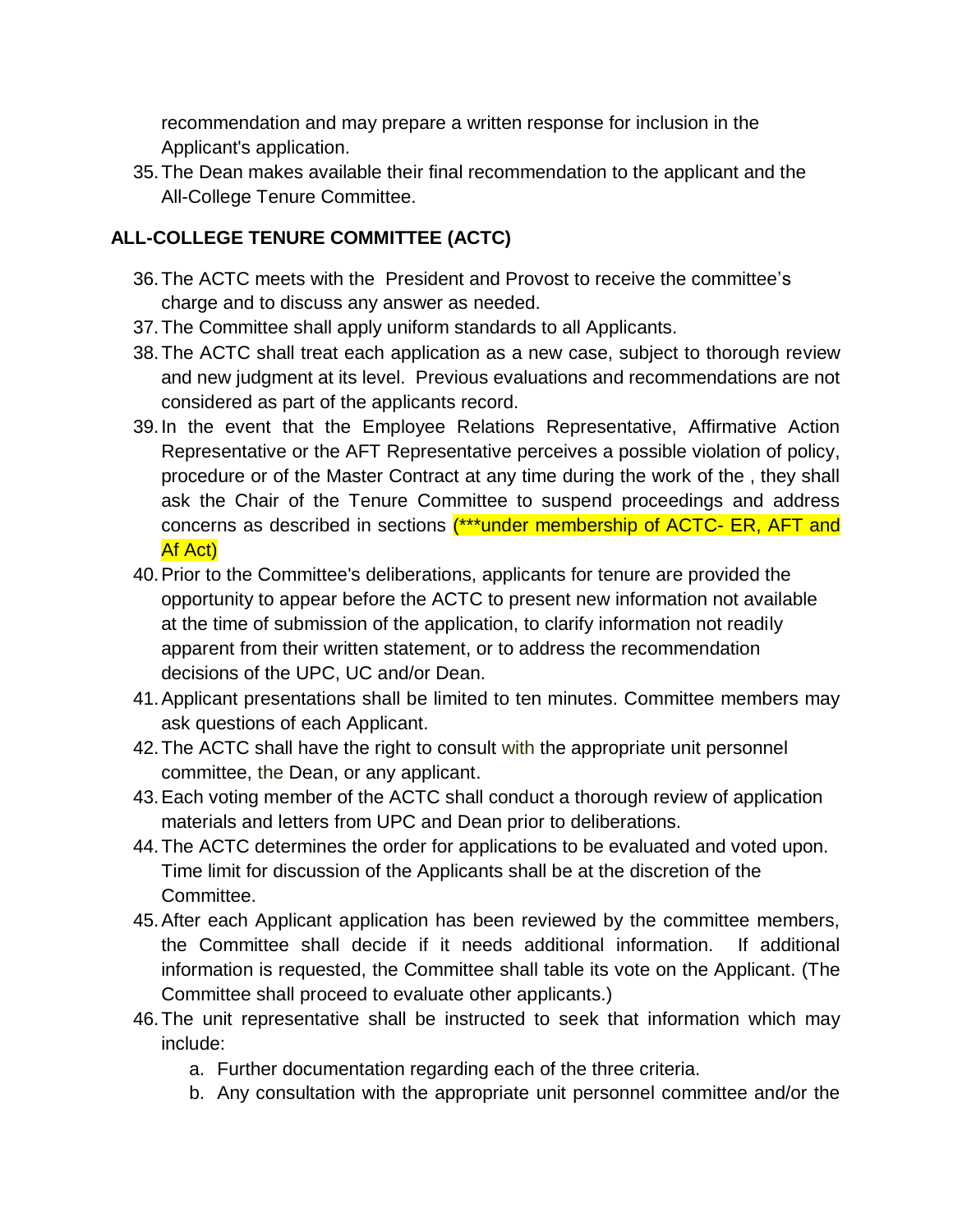recommendation and may prepare a written response for inclusion in the Applicant's application.

35. The Dean makes available their final recommendation to the applicant and the All-College Tenure Committee.

## ALL-COLLEGE TENURE COMMITTEE (ACTC)

36. The ACTC meets with the President and Provost to receive the committee's charge and to discuss any answer as needed.
37. The Committee shall apply uniform standards to all Applicants.
38. The ACTC shall treat each application as a new case, subject to thorough review and new judgment at its level. Previous evaluations and recommendations are not considered as part of the applicants record.
39. In the event that the Employee Relations Representative, Affirmative Action Representative or the AFT Representative perceives a possible violation of policy, procedure or of the Master Contract at any time during the work of the , they shall ask the Chair of the Tenure Committee to suspend proceedings and address concerns as described in sections (***under membership of ACTC- ER, AFT and Af Act)
40. Prior to the Committee's deliberations, applicants for tenure are provided the opportunity to appear before the ACTC to present new information not available at the time of submission of the application, to clarify information not readily apparent from their written statement, or to address the recommendation decisions of the UPC, UC and/or Dean.
41. Applicant presentations shall be limited to ten minutes. Committee members may ask questions of each Applicant.
42. The ACTC shall have the right to consult with the appropriate unit personnel committee, the Dean, or any applicant.
43. Each voting member of the ACTC shall conduct a thorough review of application materials and letters from UPC and Dean prior to deliberations.
44. The ACTC determines the order for applications to be evaluated and voted upon. Time limit for discussion of the Applicants shall be at the discretion of the Committee.
45. After each Applicant application has been reviewed by the committee members, the Committee shall decide if it needs additional information. If additional information is requested, the Committee shall table its vote on the Applicant. (The Committee shall proceed to evaluate other applicants.)
46. The unit representative shall be instructed to seek that information which may include:
    a. Further documentation regarding each of the three criteria.
    b. Any consultation with the appropriate unit personnel committee and/or the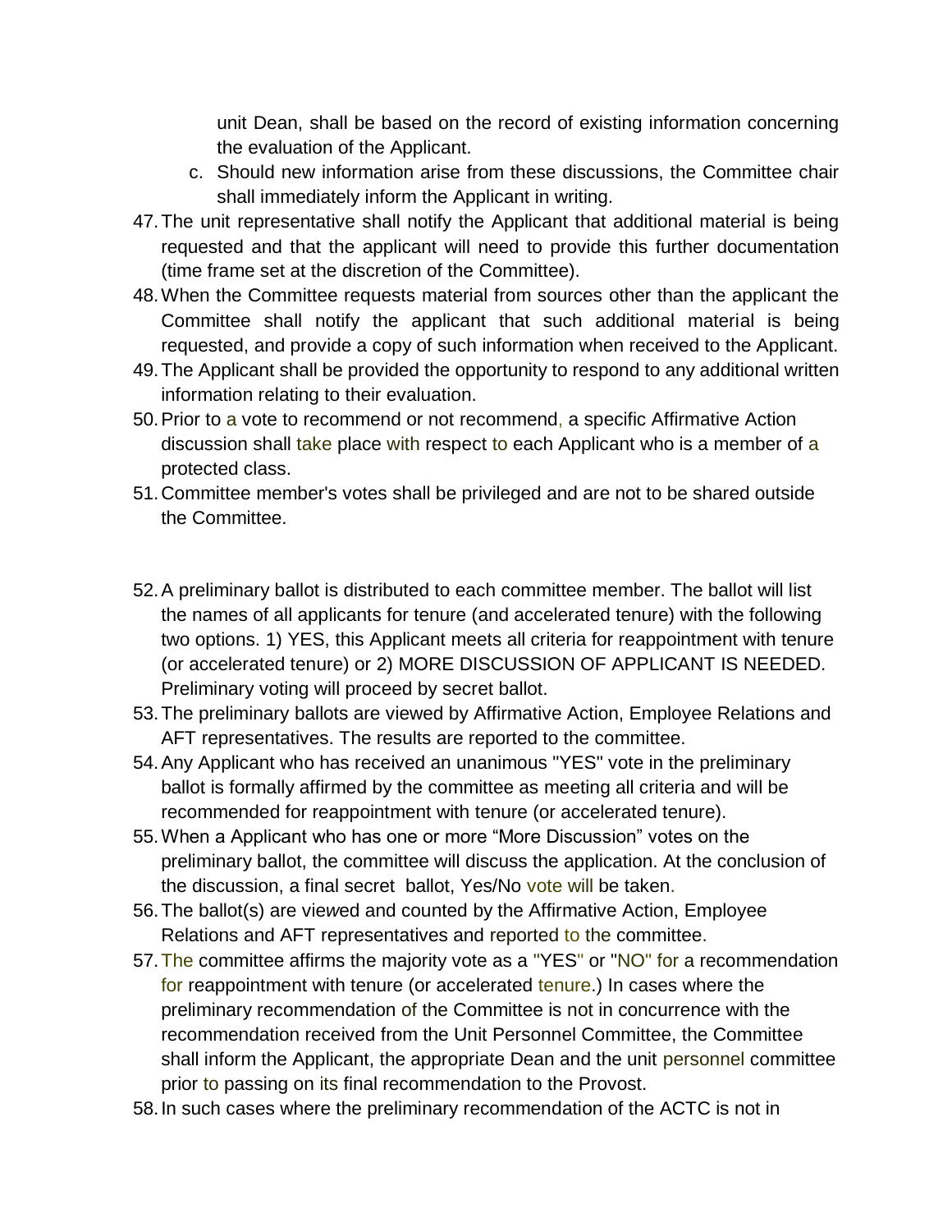unit Dean, shall be based on the record of existing information concerning the evaluation of the Applicant.

c. Should new information arise from these discussions, the Committee chair shall immediately inform the Applicant in writing.

47. The unit representative shall notify the Applicant that additional material is being requested and that the applicant will need to provide this further documentation (time frame set at the discretion of the Committee).
48. When the Committee requests material from sources other than the applicant the Committee shall notify the applicant that such additional material is being requested, and provide a copy of such information when received to the Applicant.
49. The Applicant shall be provided the opportunity to respond to any additional written information relating to their evaluation.
50. Prior to a vote to recommend or not recommend, a specific Affirmative Action discussion shall take place with respect to each Applicant who is a member of a protected class.
51. Committee member's votes shall be privileged and are not to be shared outside the Committee.

52. A preliminary ballot is distributed to each committee member. The ballot will list the names of all applicants for tenure (and accelerated tenure) with the following two options. 1) YES, this Applicant meets all criteria for reappointment with tenure (or accelerated tenure) or 2) MORE DISCUSSION OF APPLICANT IS NEEDED. Preliminary voting will proceed by secret ballot.
53. The preliminary ballots are viewed by Affirmative Action, Employee Relations and AFT representatives. The results are reported to the committee.
54. Any Applicant who has received an unanimous "YES" vote in the preliminary ballot is formally affirmed by the committee as meeting all criteria and will be recommended for reappointment with tenure (or accelerated tenure).
55. When a Applicant who has one or more "More Discussion" votes on the preliminary ballot, the committee will discuss the application. At the conclusion of the discussion, a final secret ballot, Yes/No vote will be taken.
56. The ballot(s) are viewed and counted by the Affirmative Action, Employee Relations and AFT representatives and reported to the committee.
57. The committee affirms the majority vote as a "YES" or "NO" for a recommendation for reappointment with tenure (or accelerated tenure.) In cases where the preliminary recommendation of the Committee is not in concurrence with the recommendation received from the Unit Personnel Committee, the Committee shall inform the Applicant, the appropriate Dean and the unit personnel committee prior to passing on its final recommendation to the Provost.
58. In such cases where the preliminary recommendation of the ACTC is not in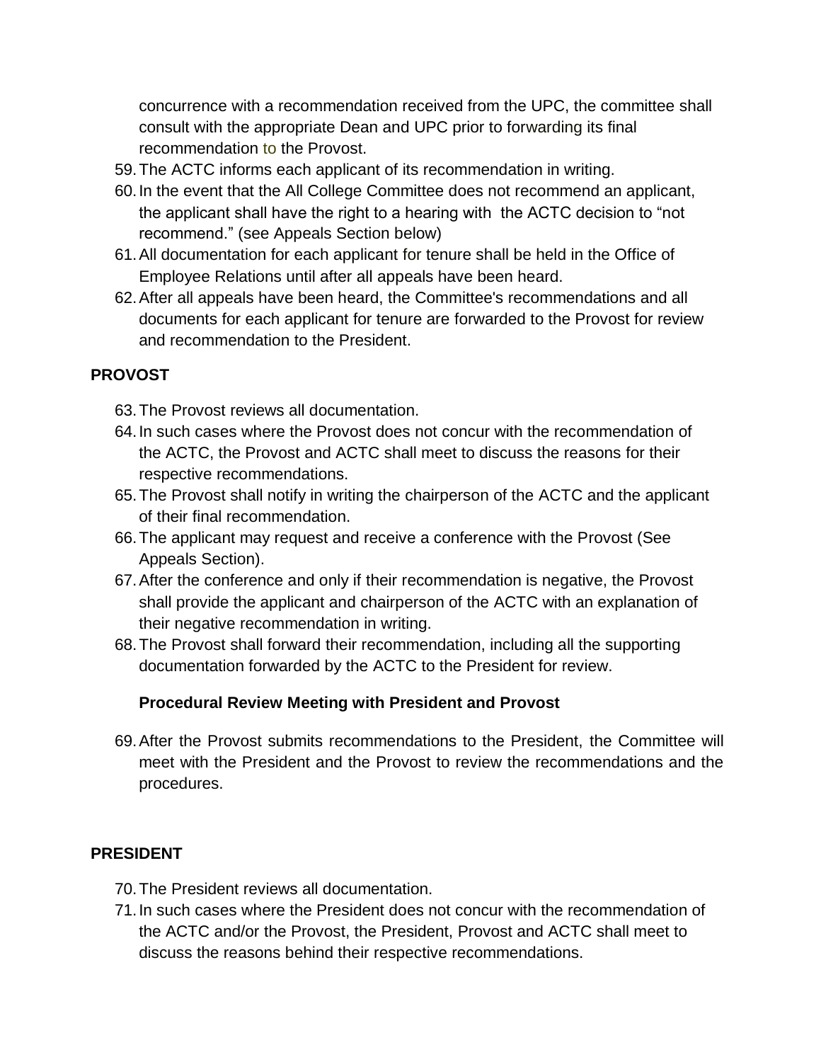concurrence with a recommendation received from the UPC, the committee shall consult with the appropriate Dean and UPC prior to forwarding its final recommendation to the Provost.

59. The ACTC informs each applicant of its recommendation in writing.
60. In the event that the All College Committee does not recommend an applicant, the applicant shall have the right to a hearing with the ACTC decision to "not recommend." (see Appeals Section below)
61. All documentation for each applicant for tenure shall be held in the Office of Employee Relations until after all appeals have been heard.
62. After all appeals have been heard, the Committee's recommendations and all documents for each applicant for tenure are forwarded to the Provost for review and recommendation to the President.

**PROVOST**

63. The Provost reviews all documentation.
64. In such cases where the Provost does not concur with the recommendation of the ACTC, the Provost and ACTC shall meet to discuss the reasons for their respective recommendations.
65. The Provost shall notify in writing the chairperson of the ACTC and the applicant of their final recommendation.
66. The applicant may request and receive a conference with the Provost (See Appeals Section).
67. After the conference and only if their recommendation is negative, the Provost shall provide the applicant and chairperson of the ACTC with an explanation of their negative recommendation in writing.
68. The Provost shall forward their recommendation, including all the supporting documentation forwarded by the ACTC to the President for review.

**Procedural Review Meeting with President and Provost**

69. After the Provost submits recommendations to the President, the Committee will meet with the President and the Provost to review the recommendations and the procedures.

**PRESIDENT**

70. The President reviews all documentation.
71. In such cases where the President does not concur with the recommendation of the ACTC and/or the Provost, the President, Provost and ACTC shall meet to discuss the reasons behind their respective recommendations.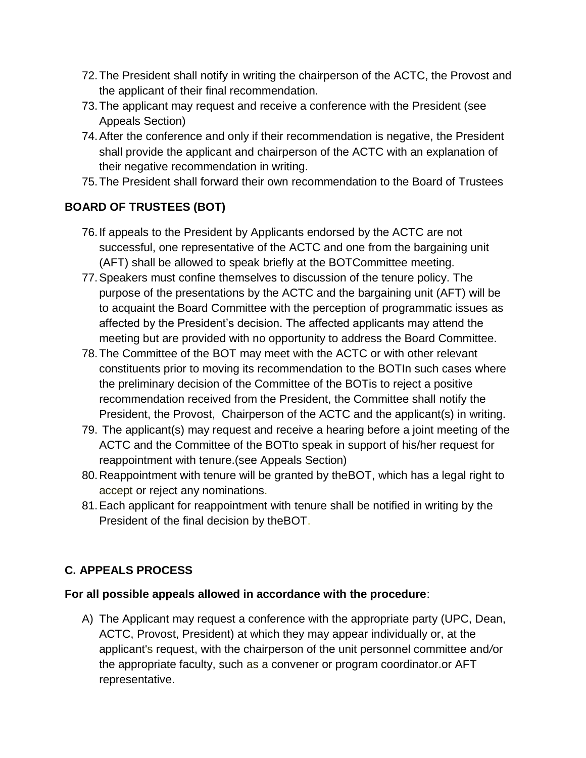72. The President shall notify in writing the chairperson of the ACTC, the Provost and the applicant of their final recommendation.
73. The applicant may request and receive a conference with the President (see Appeals Section)
74. After the conference and only if their recommendation is negative, the President shall provide the applicant and chairperson of the ACTC with an explanation of their negative recommendation in writing.
75. The President shall forward their own recommendation to the Board of Trustees

**BOARD OF TRUSTEES (BOT)**

76. If appeals to the President by Applicants endorsed by the ACTC are not successful, one representative of the ACTC and one from the bargaining unit (AFT) shall be allowed to speak briefly at the BOTCommittee meeting.
77. Speakers must confine themselves to discussion of the tenure policy. The purpose of the presentations by the ACTC and the bargaining unit (AFT) will be to acquaint the Board Committee with the perception of programmatic issues as affected by the President's decision. The affected applicants may attend the meeting but are provided with no opportunity to address the Board Committee.
78. The Committee of the BOT may meet with the ACTC or with other relevant constituents prior to moving its recommendation to the BOTIn such cases where the preliminary decision of the Committee of the BOTis to reject a positive recommendation received from the President, the Committee shall notify the President, the Provost, Chairperson of the ACTC and the applicant(s) in writing.
79. The applicant(s) may request and receive a hearing before a joint meeting of the ACTC and the Committee of the BOTto speak in support of his/her request for reappointment with tenure.(see Appeals Section)
80. Reappointment with tenure will be granted by theBOT, which has a legal right to accept or reject any nominations.
81. Each applicant for reappointment with tenure shall be notified in writing by the President of the final decision by theBOT.

**C. APPEALS PROCESS**

**For all possible appeals allowed in accordance with the procedure**:

A) The Applicant may request a conference with the appropriate party (UPC, Dean, ACTC, Provost, President) at which they may appear individually or, at the applicant's request, with the chairperson of the unit personnel committee and/or the appropriate faculty, such as a convener or program coordinator.or AFT representative.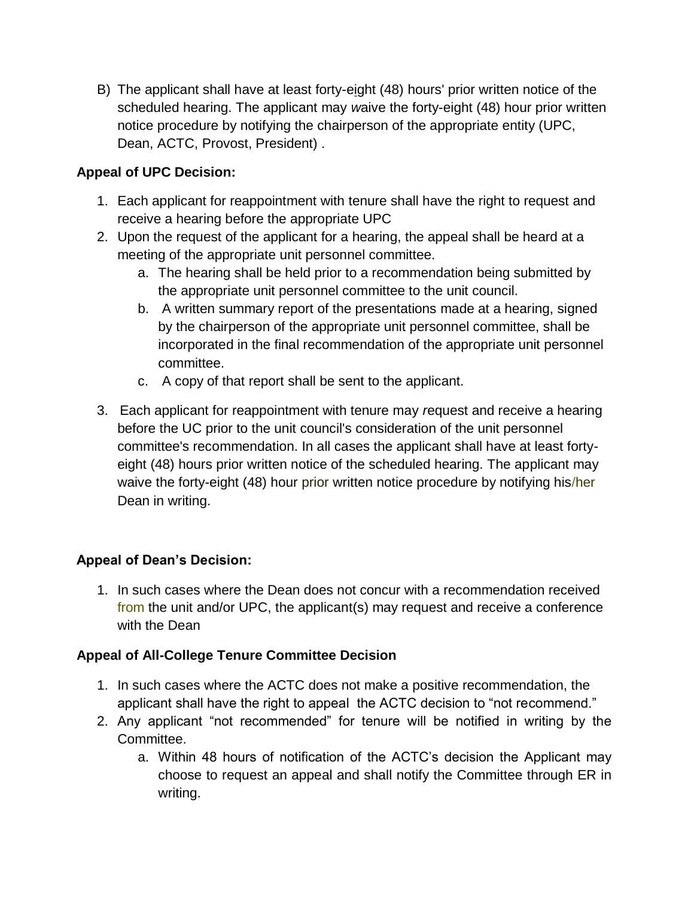B) The applicant shall have at least forty-eight (48) hours' prior written notice of the scheduled hearing. The applicant may waive the forty-eight (48) hour prior written notice procedure by notifying the chairperson of the appropriate entity (UPC, Dean, ACTC, Provost, President) .

**Appeal of UPC Decision:**

1. Each applicant for reappointment with tenure shall have the right to request and receive a hearing before the appropriate UPC
2. Upon the request of the applicant for a hearing, the appeal shall be heard at a meeting of the appropriate unit personnel committee.
   a. The hearing shall be held prior to a recommendation being submitted by the appropriate unit personnel committee to the unit council.
   b. A written summary report of the presentations made at a hearing, signed by the chairperson of the appropriate unit personnel committee, shall be incorporated in the final recommendation of the appropriate unit personnel committee.
   c. A copy of that report shall be sent to the applicant.
3. Each applicant for reappointment with tenure may request and receive a hearing before the UC prior to the unit council's consideration of the unit personnel committee's recommendation. In all cases the applicant shall have at least forty-eight (48) hours prior written notice of the scheduled hearing. The applicant may waive the forty-eight (48) hour prior written notice procedure by notifying his/her Dean in writing.

**Appeal of Dean's Decision:**

1. In such cases where the Dean does not concur with a recommendation received from the unit and/or UPC, the applicant(s) may request and receive a conference with the Dean

**Appeal of All-College Tenure Committee Decision**

1. In such cases where the ACTC does not make a positive recommendation, the applicant shall have the right to appeal the ACTC decision to "not recommend."
2. Any applicant "not recommended" for tenure will be notified in writing by the Committee.
   a. Within 48 hours of notification of the ACTC's decision the Applicant may choose to request an appeal and shall notify the Committee through ER in writing.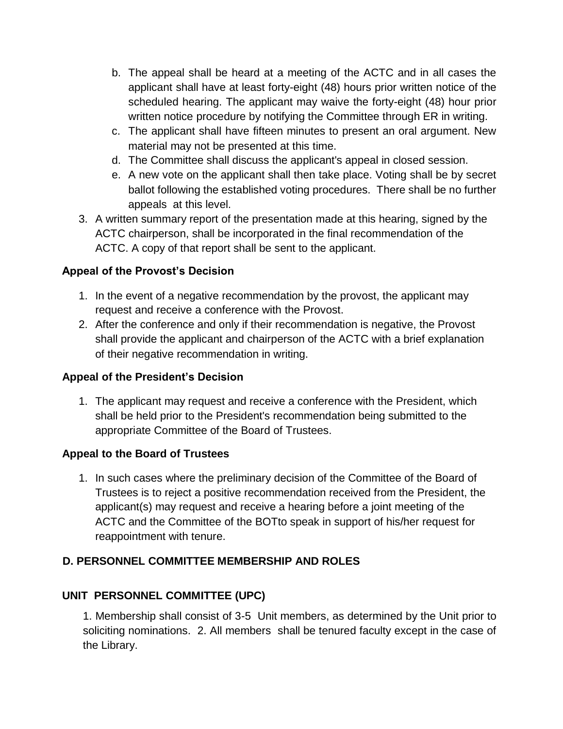b. The appeal shall be heard at a meeting of the ACTC and in all cases the applicant shall have at least forty-eight (48) hours prior written notice of the scheduled hearing. The applicant may waive the forty-eight (48) hour prior written notice procedure by notifying the Committee through ER in writing.
   c. The applicant shall have fifteen minutes to present an oral argument. New material may not be presented at this time.
   d. The Committee shall discuss the applicant's appeal in closed session.
   e. A new vote on the applicant shall then take place. Voting shall be by secret ballot following the established voting procedures. There shall be no further appeals at this level.
3. A written summary report of the presentation made at this hearing, signed by the ACTC chairperson, shall be incorporated in the final recommendation of the ACTC. A copy of that report shall be sent to the applicant.

**Appeal of the Provost's Decision**

1. In the event of a negative recommendation by the provost, the applicant may request and receive a conference with the Provost.
2. After the conference and only if their recommendation is negative, the Provost shall provide the applicant and chairperson of the ACTC with a brief explanation of their negative recommendation in writing.

**Appeal of the President's Decision**

1. The applicant may request and receive a conference with the President, which shall be held prior to the President's recommendation being submitted to the appropriate Committee of the Board of Trustees.

**Appeal to the Board of Trustees**

1. In such cases where the preliminary decision of the Committee of the Board of Trustees is to reject a positive recommendation received from the President, the applicant(s) may request and receive a hearing before a joint meeting of the ACTC and the Committee of the BOTto speak in support of his/her request for reappointment with tenure.

## D. PERSONNEL COMMITTEE MEMBERSHIP AND ROLES

### UNIT PERSONNEL COMMITTEE (UPC)

1. Membership shall consist of 3-5 Unit members, as determined by the Unit prior to soliciting nominations. 2. All members shall be tenured faculty except in the case of the Library.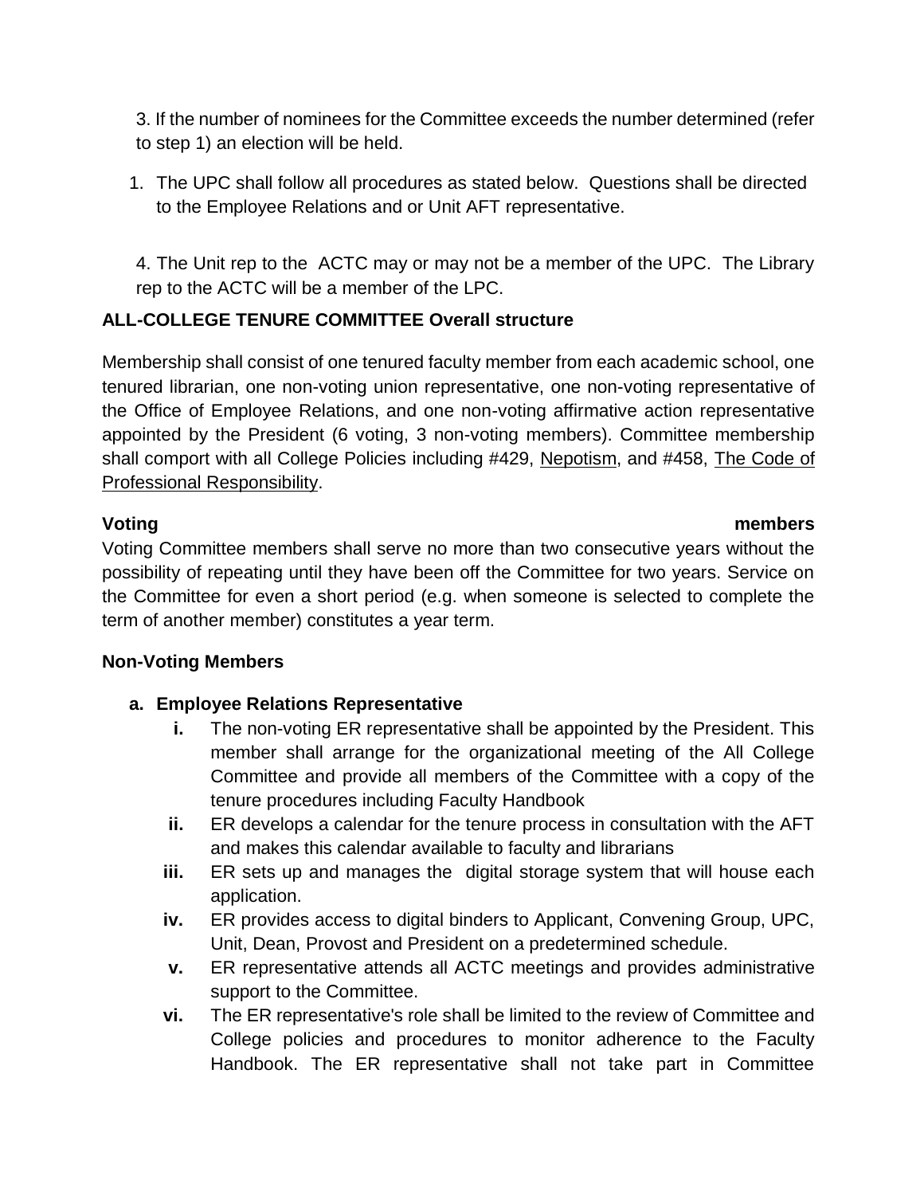3. If the number of nominees for the Committee exceeds the number determined (refer to step 1) an election will be held.

1. The UPC shall follow all procedures as stated below. Questions shall be directed to the Employee Relations and or Unit AFT representative.

4. The Unit rep to the ACTC may or may not be a member of the UPC. The Library rep to the ACTC will be a member of the LPC.

**ALL-COLLEGE TENURE COMMITTEE Overall structure**

Membership shall consist of one tenured faculty member from each academic school, one tenured librarian, one non-voting union representative, one non-voting representative of the Office of Employee Relations, and one non-voting affirmative action representative appointed by the President (6 voting, 3 non-voting members). Committee membership shall comport with all College Policies including #429, Nepotism, and #458, The Code of Professional Responsibility.

**Voting members**

Voting Committee members shall serve no more than two consecutive years without the possibility of repeating until they have been off the Committee for two years. Service on the Committee for even a short period (e.g. when someone is selected to complete the term of another member) constitutes a year term.

**Non-Voting Members**

**a. Employee Relations Representative**

- **i.** The non-voting ER representative shall be appointed by the President. This member shall arrange for the organizational meeting of the All College Committee and provide all members of the Committee with a copy of the tenure procedures including Faculty Handbook
- **ii.** ER develops a calendar for the tenure process in consultation with the AFT and makes this calendar available to faculty and librarians
- **iii.** ER sets up and manages the digital storage system that will house each application.
- **iv.** ER provides access to digital binders to Applicant, Convening Group, UPC, Unit, Dean, Provost and President on a predetermined schedule.
- **v.** ER representative attends all ACTC meetings and provides administrative support to the Committee.
- **vi.** The ER representative's role shall be limited to the review of Committee and College policies and procedures to monitor adherence to the Faculty Handbook. The ER representative shall not take part in Committee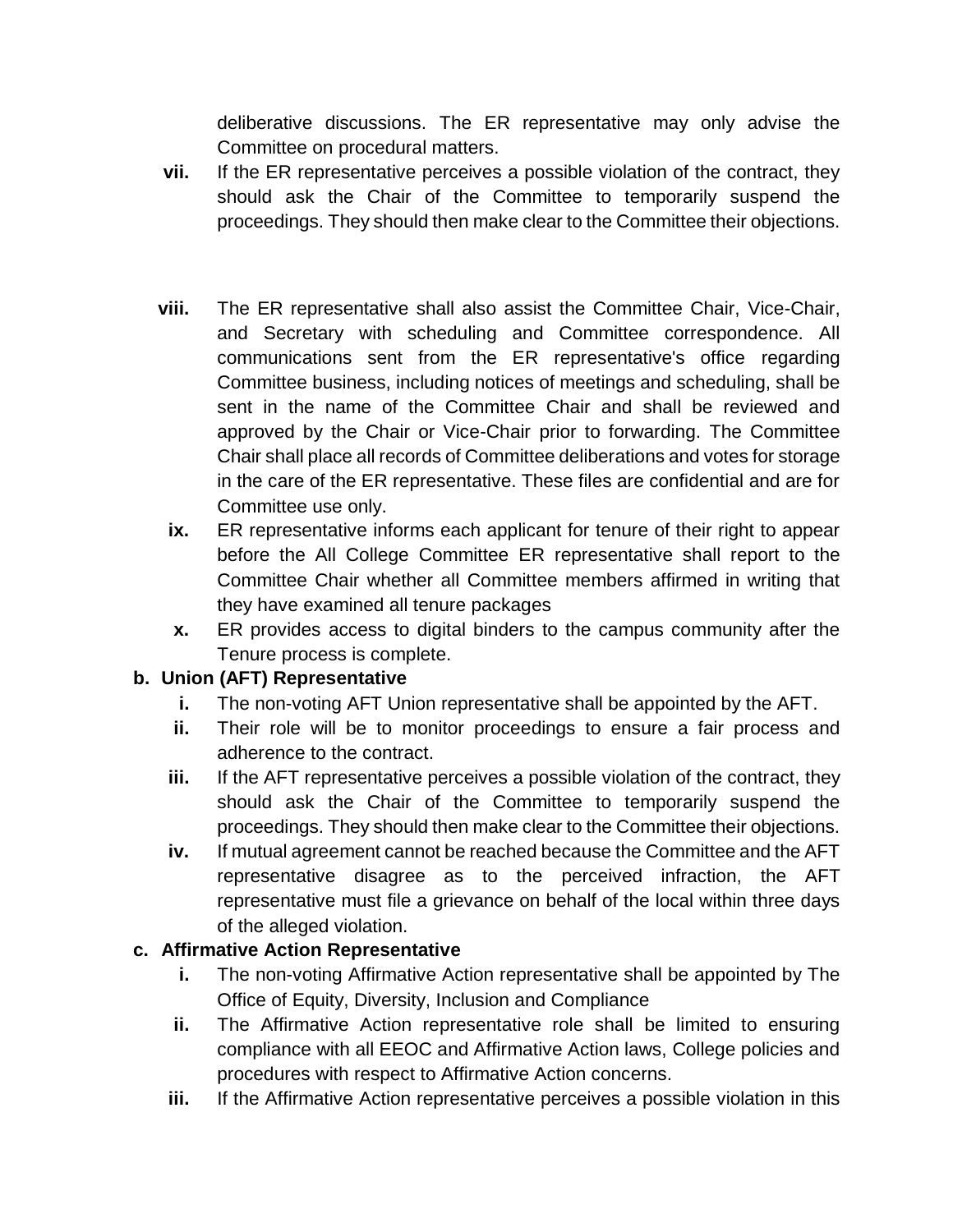deliberative discussions. The ER representative may only advise the Committee on procedural matters.

vii. If the ER representative perceives a possible violation of the contract, they should ask the Chair of the Committee to temporarily suspend the proceedings. They should then make clear to the Committee their objections.

viii. The ER representative shall also assist the Committee Chair, Vice-Chair, and Secretary with scheduling and Committee correspondence. All communications sent from the ER representative's office regarding Committee business, including notices of meetings and scheduling, shall be sent in the name of the Committee Chair and shall be reviewed and approved by the Chair or Vice-Chair prior to forwarding. The Committee Chair shall place all records of Committee deliberations and votes for storage in the care of the ER representative. These files are confidential and are for Committee use only.

ix. ER representative informs each applicant for tenure of their right to appear before the All College Committee ER representative shall report to the Committee Chair whether all Committee members affirmed in writing that they have examined all tenure packages

x. ER provides access to digital binders to the campus community after the Tenure process is complete.

**b. Union (AFT) Representative**

i. The non-voting AFT Union representative shall be appointed by the AFT.

ii. Their role will be to monitor proceedings to ensure a fair process and adherence to the contract.

iii. If the AFT representative perceives a possible violation of the contract, they should ask the Chair of the Committee to temporarily suspend the proceedings. They should then make clear to the Committee their objections.

iv. If mutual agreement cannot be reached because the Committee and the AFT representative disagree as to the perceived infraction, the AFT representative must file a grievance on behalf of the local within three days of the alleged violation.

**c. Affirmative Action Representative**

i. The non-voting Affirmative Action representative shall be appointed by The Office of Equity, Diversity, Inclusion and Compliance

ii. The Affirmative Action representative role shall be limited to ensuring compliance with all EEOC and Affirmative Action laws, College policies and procedures with respect to Affirmative Action concerns.

iii. If the Affirmative Action representative perceives a possible violation in this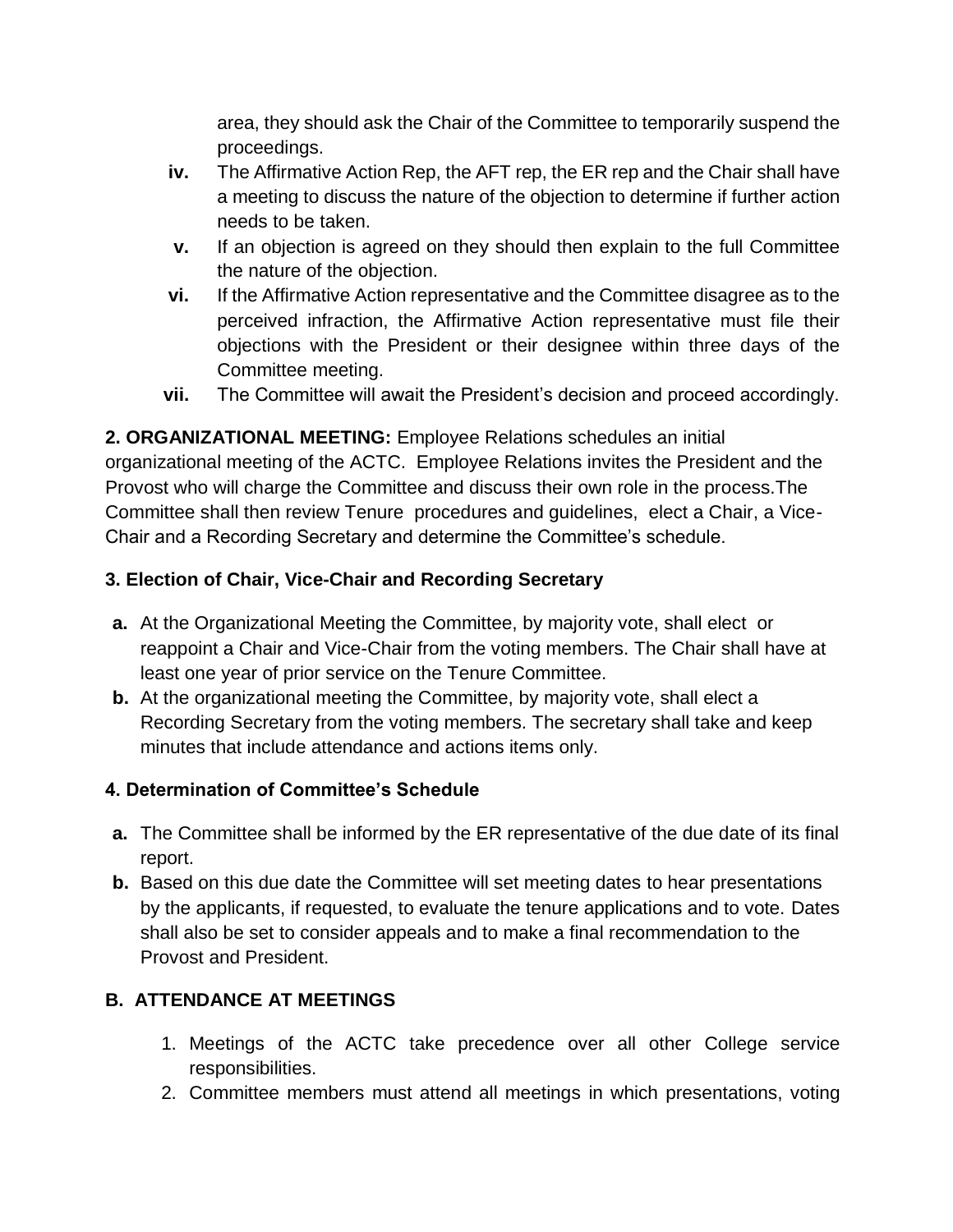area, they should ask the Chair of the Committee to temporarily suspend the proceedings.

**iv.** The Affirmative Action Rep, the AFT rep, the ER rep and the Chair shall have a meeting to discuss the nature of the objection to determine if further action needs to be taken.

**v.** If an objection is agreed on they should then explain to the full Committee the nature of the objection.

**vi.** If the Affirmative Action representative and the Committee disagree as to the perceived infraction, the Affirmative Action representative must file their objections with the President or their designee within three days of the Committee meeting.

**vii.** The Committee will await the President's decision and proceed accordingly.

**2. ORGANIZATIONAL MEETING:** Employee Relations schedules an initial organizational meeting of the ACTC. Employee Relations invites the President and the Provost who will charge the Committee and discuss their own role in the process.The Committee shall then review Tenure procedures and guidelines, elect a Chair, a Vice-Chair and a Recording Secretary and determine the Committee's schedule.

**3. Election of Chair, Vice-Chair and Recording Secretary**

**a.** At the Organizational Meeting the Committee, by majority vote, shall elect or reappoint a Chair and Vice-Chair from the voting members. The Chair shall have at least one year of prior service on the Tenure Committee.

**b.** At the organizational meeting the Committee, by majority vote, shall elect a Recording Secretary from the voting members. The secretary shall take and keep minutes that include attendance and actions items only.

**4. Determination of Committee's Schedule**

**a.** The Committee shall be informed by the ER representative of the due date of its final report.

**b.** Based on this due date the Committee will set meeting dates to hear presentations by the applicants, if requested, to evaluate the tenure applications and to vote. Dates shall also be set to consider appeals and to make a final recommendation to the Provost and President.

**B. ATTENDANCE AT MEETINGS**

1. Meetings of the ACTC take precedence over all other College service responsibilities.
2. Committee members must attend all meetings in which presentations, voting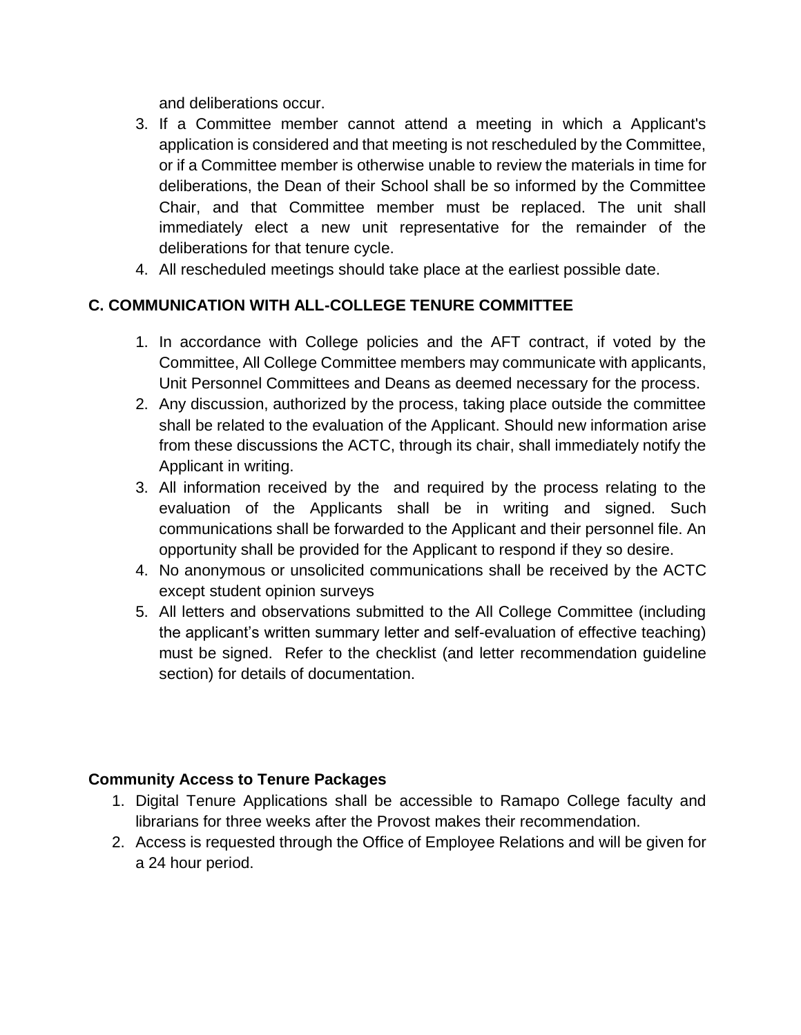and deliberations occur.

3. If a Committee member cannot attend a meeting in which a Applicant's application is considered and that meeting is not rescheduled by the Committee, or if a Committee member is otherwise unable to review the materials in time for deliberations, the Dean of their School shall be so informed by the Committee Chair, and that Committee member must be replaced. The unit shall immediately elect a new unit representative for the remainder of the deliberations for that tenure cycle.
4. All rescheduled meetings should take place at the earliest possible date.

## C. COMMUNICATION WITH ALL-COLLEGE TENURE COMMITTEE

1. In accordance with College policies and the AFT contract, if voted by the Committee, All College Committee members may communicate with applicants, Unit Personnel Committees and Deans as deemed necessary for the process.
2. Any discussion, authorized by the process, taking place outside the committee shall be related to the evaluation of the Applicant. Should new information arise from these discussions the ACTC, through its chair, shall immediately notify the Applicant in writing.
3. All information received by the  and required by the process relating to the evaluation of the Applicants shall be in writing and signed. Such communications shall be forwarded to the Applicant and their personnel file. An opportunity shall be provided for the Applicant to respond if they so desire.
4. No anonymous or unsolicited communications shall be received by the ACTC except student opinion surveys
5. All letters and observations submitted to the All College Committee (including the applicant's written summary letter and self-evaluation of effective teaching) must be signed.  Refer to the checklist (and letter recommendation guideline section) for details of documentation.

**Community Access to Tenure Packages**

1. Digital Tenure Applications shall be accessible to Ramapo College faculty and librarians for three weeks after the Provost makes their recommendation.
2. Access is requested through the Office of Employee Relations and will be given for a 24 hour period.